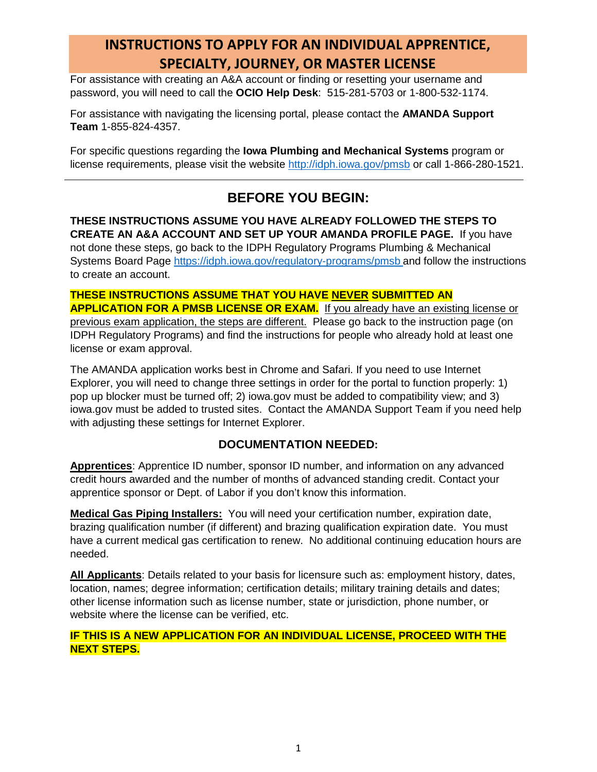# INSTRUCTIONS TO APPLY FOR AN INDIVIDUAL APPRENTICE, SPECIALTY, JOURNEY, OR MASTER LICENSE

For assistance with creating an A&A account or finding or resetting your username and password, you will need to call the **OCIO Help Desk**: 515-281-5703 or 1-800-532-1174.

For assistance with navigating the licensing portal, please contact the **AMANDA Support Team** 1-855-824-4357.

For specific questions regarding the **Iowa Plumbing and Mechanical Systems** program or license requirements, please visit the website http://idph.iowa.gov/pmsb or call 1-866-280-1521.

---

## BEFORE YOU BEGIN:

**THESE INSTRUCTIONS ASSUME YOU HAVE ALREADY FOLLOWED THE STEPS TO CREATE AN A&A ACCOUNT AND SET UP YOUR AMANDA PROFILE PAGE.** If you have not done these steps, go back to the IDPH Regulatory Programs Plumbing & Mechanical Systems Board Page https://idph.iowa.gov/regulatory-programs/pmsb and follow the instructions to create an account.

**THESE INSTRUCTIONS ASSUME THAT YOU HAVE NEVER SUBMITTED AN APPLICATION FOR A PMSB LICENSE OR EXAM.** If you already have an existing license or previous exam application, the steps are different. Please go back to the instruction page (on IDPH Regulatory Programs) and find the instructions for people who already hold at least one license or exam approval.

The AMANDA application works best in Chrome and Safari. If you need to use Internet Explorer, you will need to change three settings in order for the portal to function properly: 1) pop up blocker must be turned off; 2) iowa.gov must be added to compatibility view; and 3) iowa.gov must be added to trusted sites. Contact the AMANDA Support Team if you need help with adjusting these settings for Internet Explorer.

### DOCUMENTATION NEEDED:

**Apprentices**: Apprentice ID number, sponsor ID number, and information on any advanced credit hours awarded and the number of months of advanced standing credit. Contact your apprentice sponsor or Dept. of Labor if you don't know this information.

**Medical Gas Piping Installers:** You will need your certification number, expiration date, brazing qualification number (if different) and brazing qualification expiration date. You must have a current medical gas certification to renew. No additional continuing education hours are needed.

**All Applicants**: Details related to your basis for licensure such as: employment history, dates, location, names; degree information; certification details; military training details and dates; other license information such as license number, state or jurisdiction, phone number, or website where the license can be verified, etc.

**IF THIS IS A NEW APPLICATION FOR AN INDIVIDUAL LICENSE, PROCEED WITH THE NEXT STEPS.**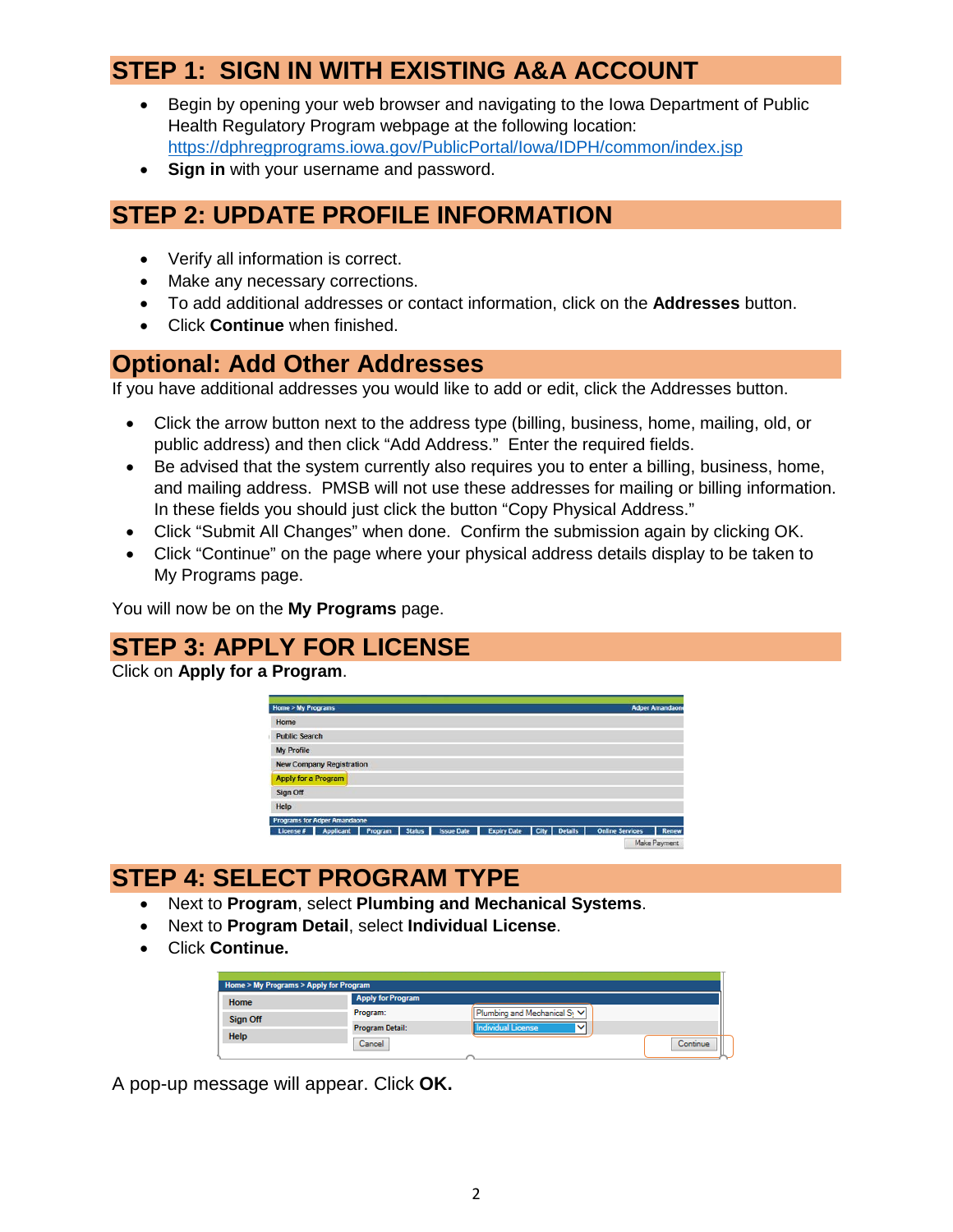## STEP 1: SIGN IN WITH EXISTING A&A ACCOUNT

- Begin by opening your web browser and navigating to the Iowa Department of Public Health Regulatory Program webpage at the following location: https://dphregprograms.iowa.gov/PublicPortal/Iowa/IDPH/common/index.jsp
- **Sign in** with your username and password.

## STEP 2: UPDATE PROFILE INFORMATION

- Verify all information is correct.
- Make any necessary corrections.
- To add additional addresses or contact information, click on the **Addresses** button.
- Click **Continue** when finished.

## Optional: Add Other Addresses

If you have additional addresses you would like to add or edit, click the Addresses button.

- Click the arrow button next to the address type (billing, business, home, mailing, old, or public address) and then click "Add Address." Enter the required fields.
- Be advised that the system currently also requires you to enter a billing, business, home, and mailing address. PMSB will not use these addresses for mailing or billing information. In these fields you should just click the button "Copy Physical Address."
- Click "Submit All Changes" when done. Confirm the submission again by clicking OK.
- Click "Continue" on the page where your physical address details display to be taken to My Programs page.

You will now be on the **My Programs** page.

## STEP 3: APPLY FOR LICENSE

Click on **Apply for a Program**.

## STEP 4: SELECT PROGRAM TYPE

- Next to **Program**, select **Plumbing and Mechanical Systems**.
- Next to **Program Detail**, select **Individual License**.
- Click **Continue.**

A pop-up message will appear. Click **OK.**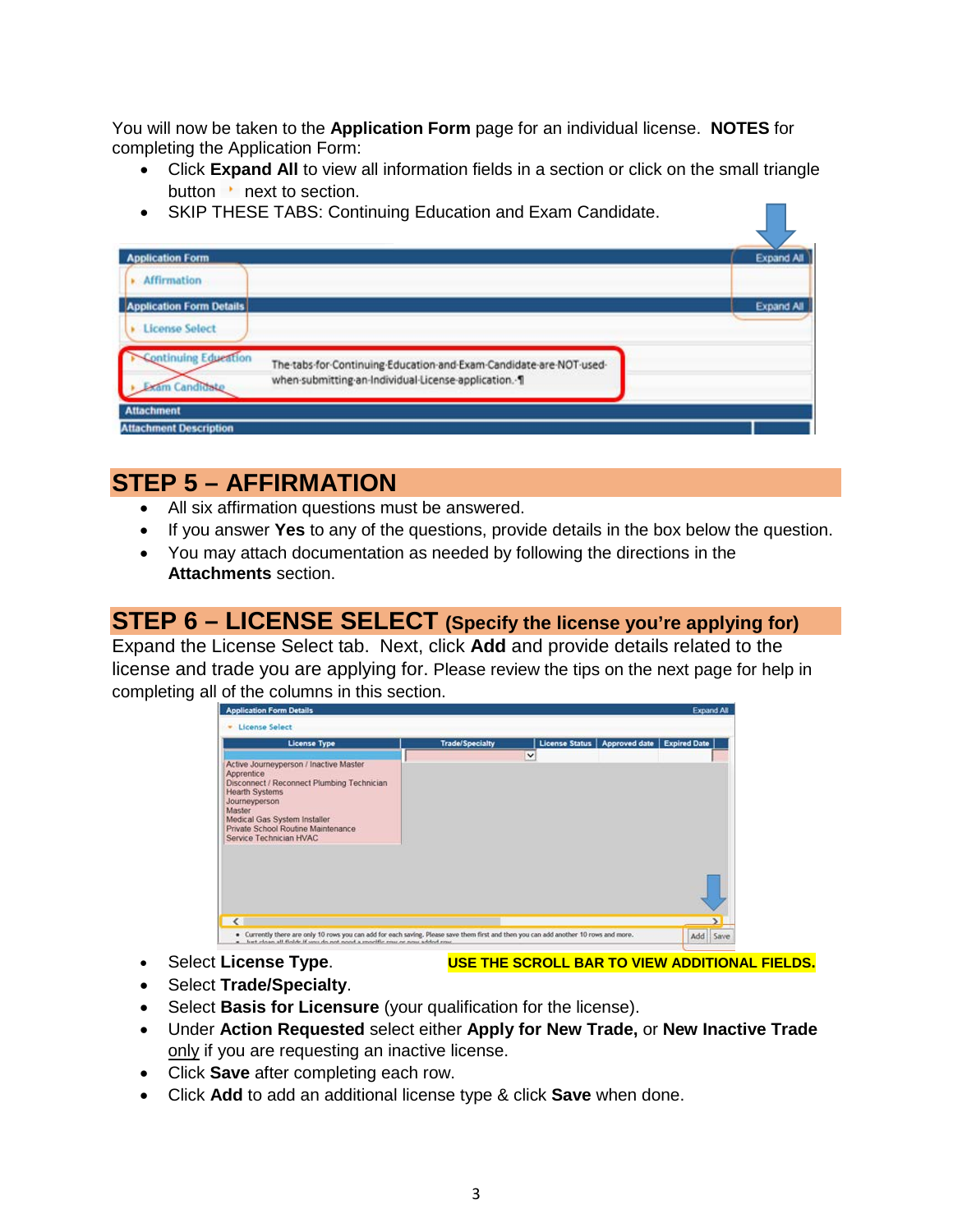You will now be taken to the **Application Form** page for an individual license. **NOTES** for completing the Application Form:

- Click **Expand All** to view all information fields in a section or click on the small triangle button next to section.
- SKIP THESE TABS: Continuing Education and Exam Candidate.

## STEP 5 – AFFIRMATION

- All six affirmation questions must be answered.
- If you answer **Yes** to any of the questions, provide details in the box below the question.
- You may attach documentation as needed by following the directions in the **Attachments** section.

## STEP 6 – LICENSE SELECT (Specify the license you're applying for)

Expand the License Select tab. Next, click **Add** and provide details related to the license and trade you are applying for. Please review the tips on the next page for help in completing all of the columns in this section.

- Select **License Type**.
- Select **Trade/Specialty**.
- Select **Basis for Licensure** (your qualification for the license).
- Under **Action Requested** select either **Apply for New Trade,** or **New Inactive Trade** only if you are requesting an inactive license.
- Click **Save** after completing each row.
- Click **Add** to add an additional license type & click **Save** when done.

**USE THE SCROLL BAR TO VIEW ADDITIONAL FIELDS.**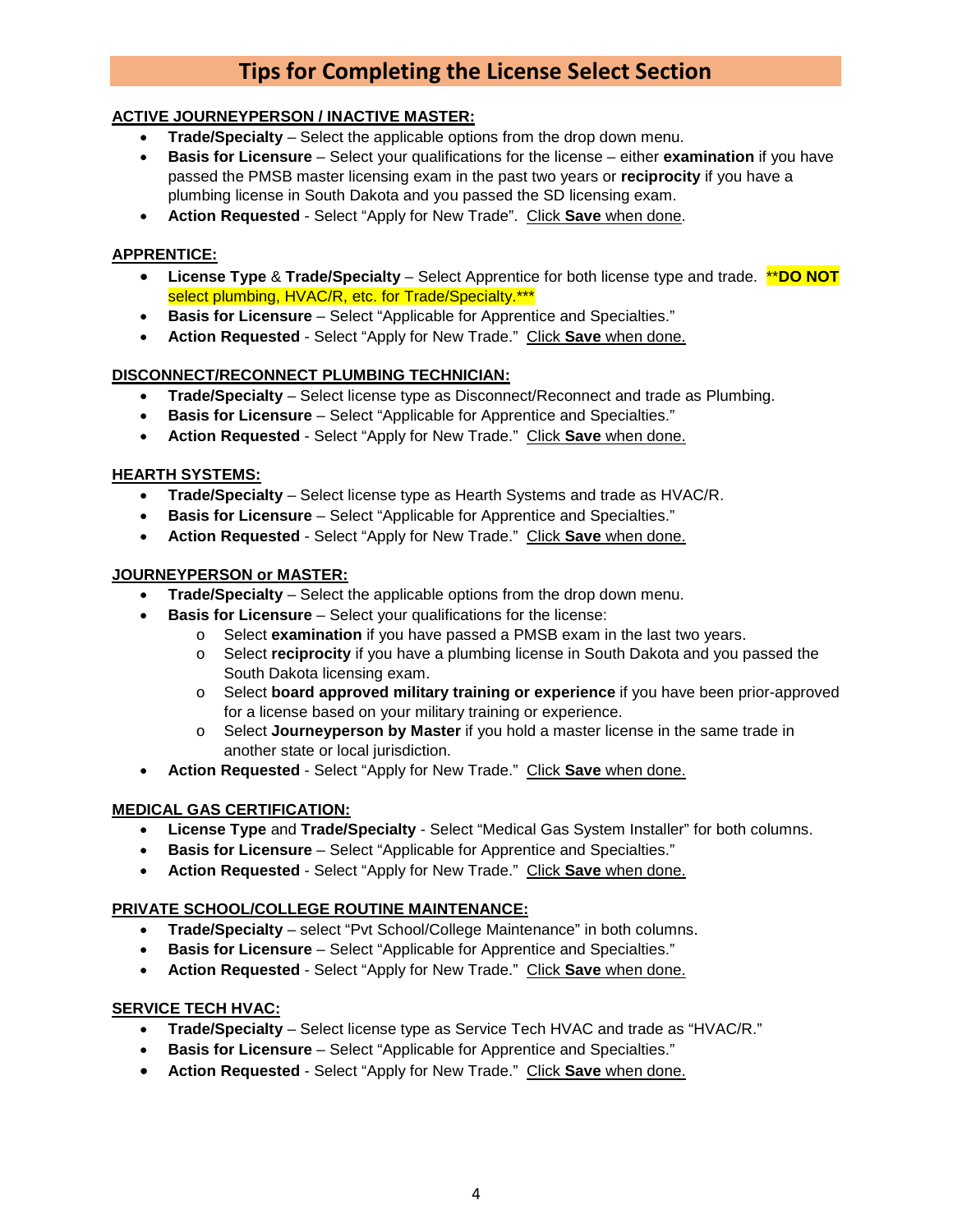# Tips for Completing the License Select Section

**ACTIVE JOURNEYPERSON / INACTIVE MASTER:**

- **Trade/Specialty** – Select the applicable options from the drop down menu.
- **Basis for Licensure** – Select your qualifications for the license – either **examination** if you have passed the PMSB master licensing exam in the past two years or **reciprocity** if you have a plumbing license in South Dakota and you passed the SD licensing exam.
- **Action Requested** - Select "Apply for New Trade". Click **Save** when done.

**APPRENTICE:**

- **License Type** & **Trade/Specialty** – Select Apprentice for both license type and trade. ****DO NOT** select plumbing, HVAC/R, etc. for Trade/Specialty.***
- **Basis for Licensure** – Select "Applicable for Apprentice and Specialties."
- **Action Requested** - Select "Apply for New Trade." Click **Save** when done.

**DISCONNECT/RECONNECT PLUMBING TECHNICIAN:**

- **Trade/Specialty** – Select license type as Disconnect/Reconnect and trade as Plumbing.
- **Basis for Licensure** – Select "Applicable for Apprentice and Specialties."
- **Action Requested** - Select "Apply for New Trade." Click **Save** when done.

**HEARTH SYSTEMS:**

- **Trade/Specialty** – Select license type as Hearth Systems and trade as HVAC/R.
- **Basis for Licensure** – Select "Applicable for Apprentice and Specialties."
- **Action Requested** - Select "Apply for New Trade." Click **Save** when done.

**JOURNEYPERSON or MASTER:**

- **Trade/Specialty** – Select the applicable options from the drop down menu.
- **Basis for Licensure** – Select your qualifications for the license:
  - Select **examination** if you have passed a PMSB exam in the last two years.
  - Select **reciprocity** if you have a plumbing license in South Dakota and you passed the South Dakota licensing exam.
  - Select **board approved military training or experience** if you have been prior-approved for a license based on your military training or experience.
  - Select **Journeyperson by Master** if you hold a master license in the same trade in another state or local jurisdiction.
- **Action Requested** - Select "Apply for New Trade." Click **Save** when done.

**MEDICAL GAS CERTIFICATION:**

- **License Type** and **Trade/Specialty** - Select "Medical Gas System Installer" for both columns.
- **Basis for Licensure** – Select "Applicable for Apprentice and Specialties."
- **Action Requested** - Select "Apply for New Trade." Click **Save** when done.

**PRIVATE SCHOOL/COLLEGE ROUTINE MAINTENANCE:**

- **Trade/Specialty** – select "Pvt School/College Maintenance" in both columns.
- **Basis for Licensure** – Select "Applicable for Apprentice and Specialties."
- **Action Requested** - Select "Apply for New Trade." Click **Save** when done.

**SERVICE TECH HVAC:**

- **Trade/Specialty** – Select license type as Service Tech HVAC and trade as "HVAC/R."
- **Basis for Licensure** – Select "Applicable for Apprentice and Specialties."
- **Action Requested** - Select "Apply for New Trade." Click **Save** when done.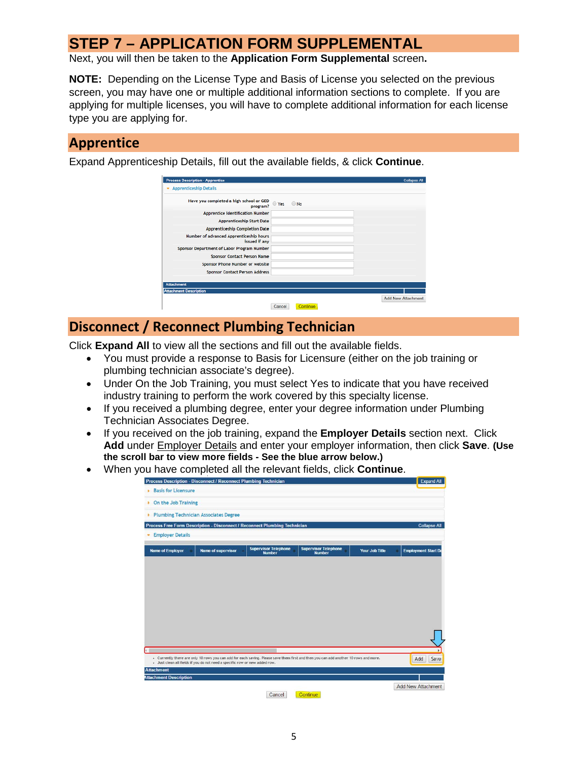# STEP 7 – APPLICATION FORM SUPPLEMENTAL

Next, you will then be taken to the **Application Form Supplemental** screen**.**

**NOTE:** Depending on the License Type and Basis of License you selected on the previous screen, you may have one or multiple additional information sections to complete. If you are applying for multiple licenses, you will have to complete additional information for each license type you are applying for.

## Apprentice

Expand Apprenticeship Details, fill out the available fields, & click **Continue**.

## Disconnect / Reconnect Plumbing Technician

Click **Expand All** to view all the sections and fill out the available fields.

- You must provide a response to Basis for Licensure (either on the job training or plumbing technician associate's degree).
- Under On the Job Training, you must select Yes to indicate that you have received industry training to perform the work covered by this specialty license.
- If you received a plumbing degree, enter your degree information under Plumbing Technician Associates Degree.
- If you received on the job training, expand the **Employer Details** section next. Click **Add** under Employer Details and enter your employer information, then click **Save**. **(Use the scroll bar to view more fields - See the blue arrow below.)**
- When you have completed all the relevant fields, click **Continue**.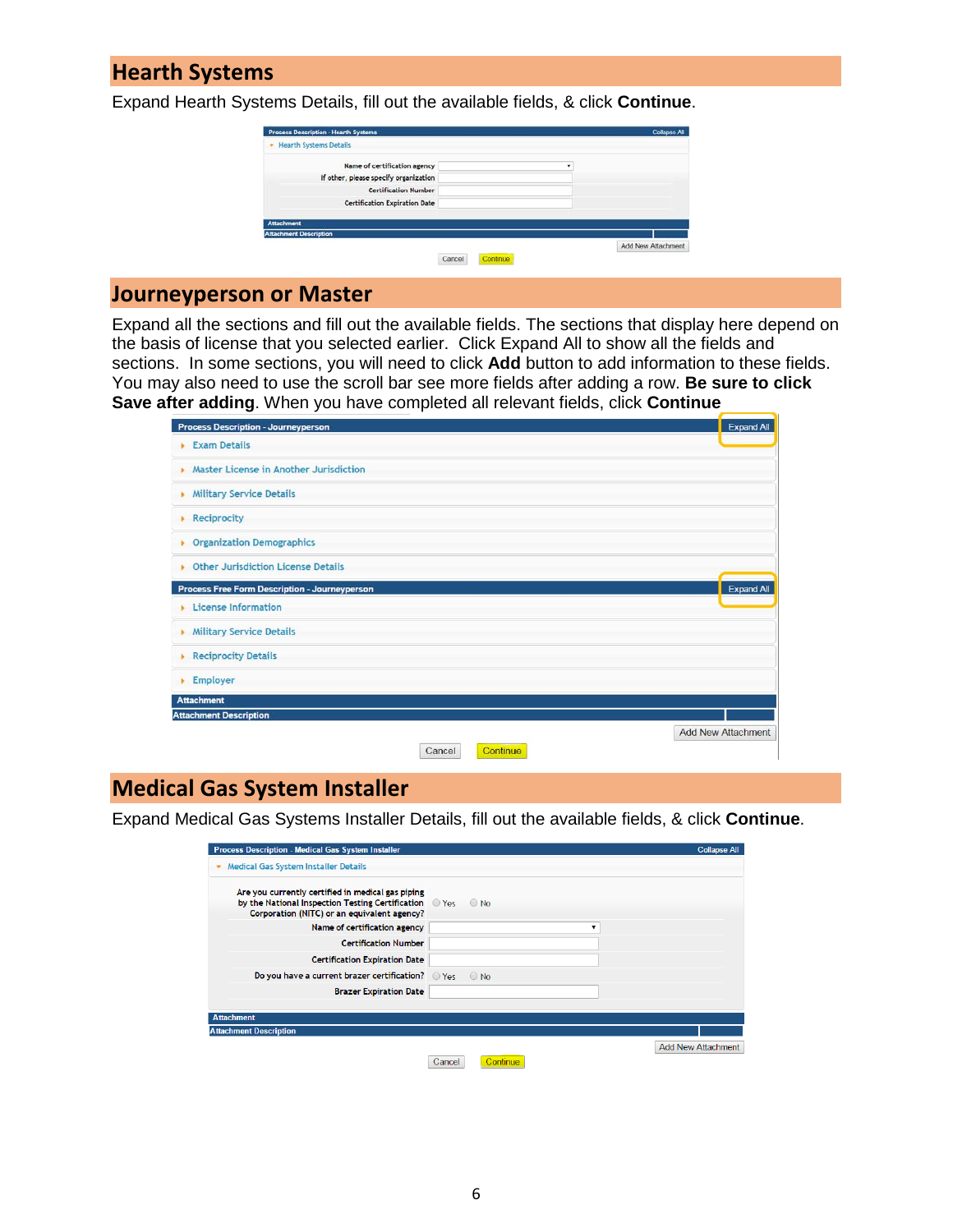## Hearth Systems

Expand Hearth Systems Details, fill out the available fields, & click **Continue**.

Process Description - Hearth Systems — Collapse All

Hearth Systems Details

- Name of certification agency
- If other, please specify organization
- Certification Number
- Certification Expiration Date

Attachment

Attachment Description

Add New Attachment

Cancel | Continue

## Journeyperson or Master

Expand all the sections and fill out the available fields. The sections that display here depend on the basis of license that you selected earlier. Click Expand All to show all the fields and sections. In some sections, you will need to click **Add** button to add information to these fields. You may also need to use the scroll bar see more fields after adding a row. **Be sure to click Save after adding**. When you have completed all relevant fields, click **Continue**

Process Description - Journeyperson — Expand All

- Exam Details
- Master License in Another Jurisdiction
- Military Service Details
- Reciprocity
- Organization Demographics
- Other Jurisdiction License Details

Process Free Form Description - Journeyperson — Expand All

- License Information
- Military Service Details
- Reciprocity Details
- Employer

Attachment

Attachment Description

Add New Attachment

Cancel | Continue

## Medical Gas System Installer

Expand Medical Gas Systems Installer Details, fill out the available fields, & click **Continue**.

Process Description - Medical Gas System Installer — Collapse All

Medical Gas System Installer Details

- Are you currently certified in medical gas piping by the National Inspection Testing Certification Corporation (NITC) or an equivalent agency? Yes / No
- Name of certification agency
- Certification Number
- Certification Expiration Date
- Do you have a current brazer certification? Yes / No
- Brazer Expiration Date

Attachment

Attachment Description

Add New Attachment

Cancel | Continue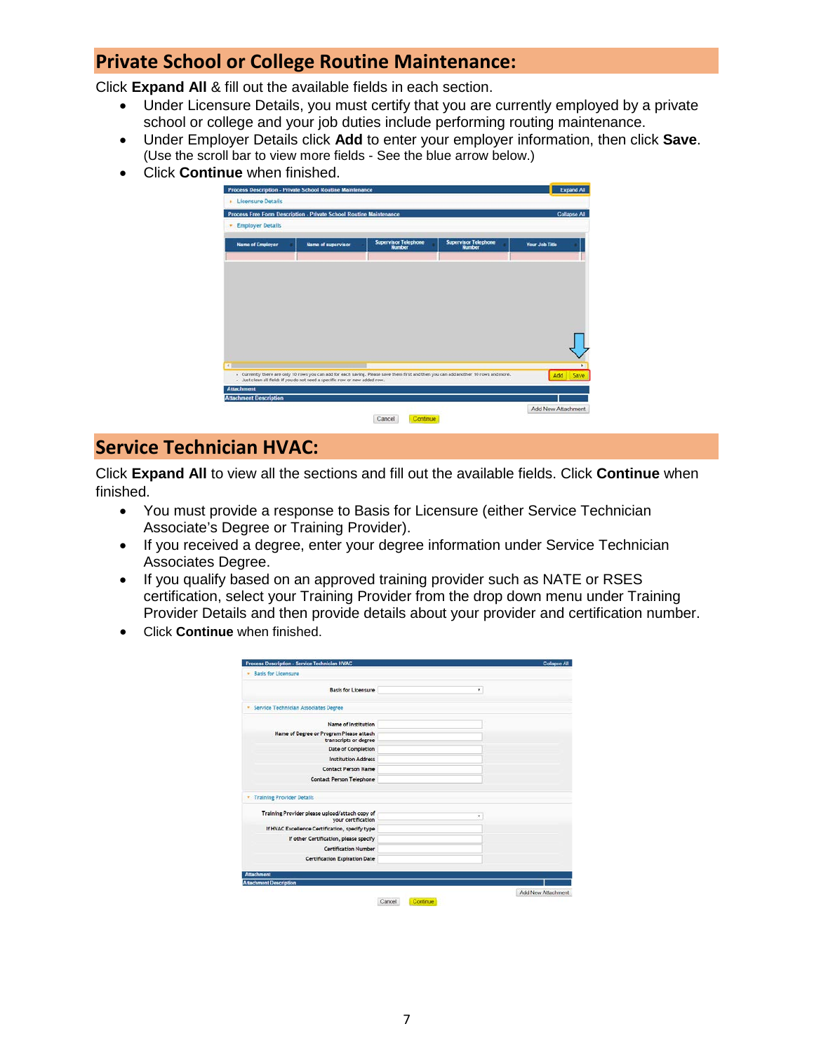## Private School or College Routine Maintenance:

Click **Expand All** & fill out the available fields in each section.

- Under Licensure Details, you must certify that you are currently employed by a private school or college and your job duties include performing routing maintenance.
- Under Employer Details click **Add** to enter your employer information, then click **Save**. (Use the scroll bar to view more fields - See the blue arrow below.)
- Click **Continue** when finished.

## Service Technician HVAC:

Click **Expand All** to view all the sections and fill out the available fields. Click **Continue** when finished.

- You must provide a response to Basis for Licensure (either Service Technician Associate's Degree or Training Provider).
- If you received a degree, enter your degree information under Service Technician Associates Degree.
- If you qualify based on an approved training provider such as NATE or RSES certification, select your Training Provider from the drop down menu under Training Provider Details and then provide details about your provider and certification number.
- Click **Continue** when finished.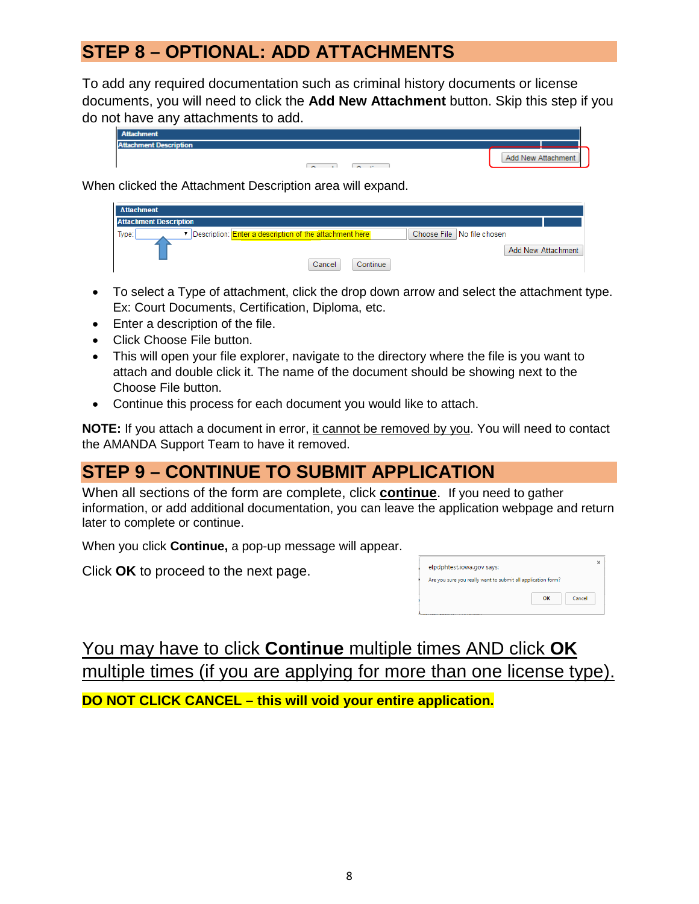## STEP 8 – OPTIONAL: ADD ATTACHMENTS

To add any required documentation such as criminal history documents or license documents, you will need to click the **Add New Attachment** button. Skip this step if you do not have any attachments to add.

When clicked the Attachment Description area will expand.

- To select a Type of attachment, click the drop down arrow and select the attachment type. Ex: Court Documents, Certification, Diploma, etc.
- Enter a description of the file.
- Click Choose File button.
- This will open your file explorer, navigate to the directory where the file is you want to attach and double click it. The name of the document should be showing next to the Choose File button.
- Continue this process for each document you would like to attach.

**NOTE:** If you attach a document in error, it cannot be removed by you. You will need to contact the AMANDA Support Team to have it removed.

## STEP 9 – CONTINUE TO SUBMIT APPLICATION

When all sections of the form are complete, click **continue**. If you need to gather information, or add additional documentation, you can leave the application webpage and return later to complete or continue.

When you click **Continue,** a pop-up message will appear.

Click **OK** to proceed to the next page.

You may have to click **Continue** multiple times AND click **OK** multiple times (if you are applying for more than one license type).

**DO NOT CLICK CANCEL – this will void your entire application.**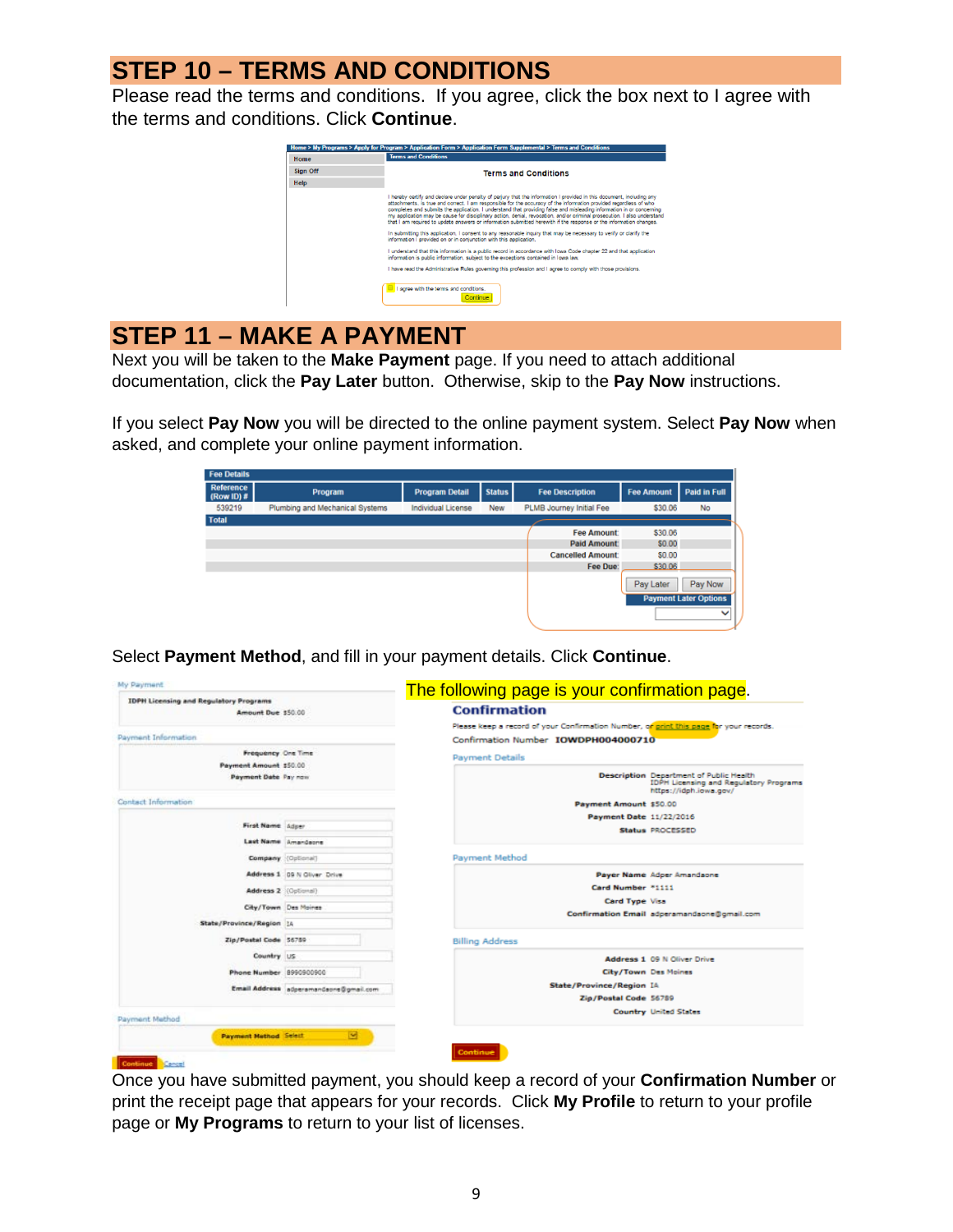# STEP 10 – TERMS AND CONDITIONS

Please read the terms and conditions. If you agree, click the box next to I agree with the terms and conditions. Click **Continue**.

# STEP 11 – MAKE A PAYMENT

Next you will be taken to the **Make Payment** page. If you need to attach additional documentation, click the **Pay Later** button. Otherwise, skip to the **Pay Now** instructions.

If you select **Pay Now** you will be directed to the online payment system. Select **Pay Now** when asked, and complete your online payment information.

Select **Payment Method**, and fill in your payment details. Click **Continue**.

The following page is your confirmation page.

Once you have submitted payment, you should keep a record of your **Confirmation Number** or print the receipt page that appears for your records. Click **My Profile** to return to your profile page or **My Programs** to return to your list of licenses.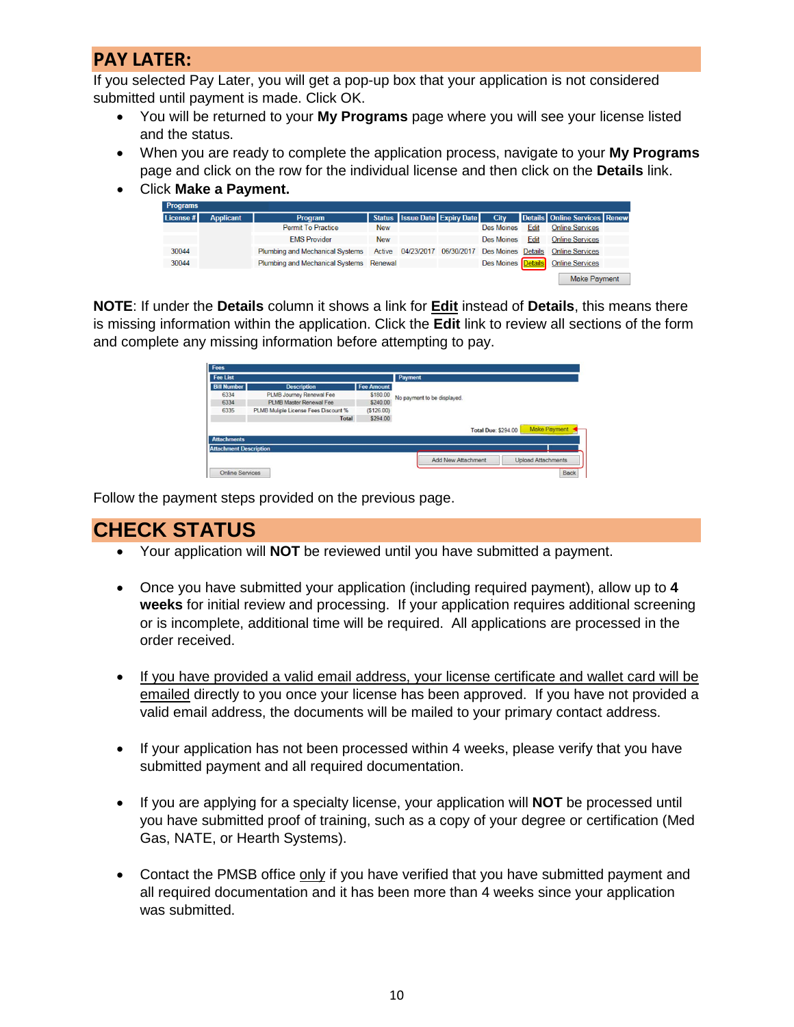## PAY LATER:

If you selected Pay Later, you will get a pop-up box that your application is not considered submitted until payment is made. Click OK.

- You will be returned to your **My Programs** page where you will see your license listed and the status.
- When you are ready to complete the application process, navigate to your **My Programs** page and click on the row for the individual license and then click on the **Details** link.
- Click **Make a Payment.**

Programs

| License # | Applicant | Program | Status | Issue Date | Expiry Date | City | Details | Online Services | Renew |
|---|---|---|---|---|---|---|---|---|---|
| | | Permit To Practice | New | | | Des Moines | Edit | Online Services | |
| | | EMS Provider | New | | | Des Moines | Edit | Online Services | |
| 30044 | | Plumbing and Mechanical Systems | Active | 04/23/2017 | 06/30/2017 | Des Moines | Details | Online Services | |
| 30044 | | Plumbing and Mechanical Systems | Renewal | | | Des Moines | Details | Online Services | |

Make Payment

**NOTE**: If under the **Details** column it shows a link for **Edit** instead of **Details**, this means there is missing information within the application. Click the **Edit** link to review all sections of the form and complete any missing information before attempting to pay.

Fees

Fee List

| Bill Number | Description | Fee Amount |
|---|---|---|
| 6334 | PLMB Journey Renewal Fee | $180.00 |
| 6334 | PLMB Master Renewal Fee | $240.00 |
| 6335 | PLMB Muliple License Fees Discount % | ($126.00) |
| | Total | $294.00 |

Payment

No payment to be displayed.

Total Due: $294.00 Make Payment

Attachments

Attachment Description

Add New Attachment Upload Attachments

Online Services Back

Follow the payment steps provided on the previous page.

## CHECK STATUS

- Your application will **NOT** be reviewed until you have submitted a payment.
- Once you have submitted your application (including required payment), allow up to **4 weeks** for initial review and processing. If your application requires additional screening or is incomplete, additional time will be required. All applications are processed in the order received.
- If you have provided a valid email address, your license certificate and wallet card will be emailed directly to you once your license has been approved. If you have not provided a valid email address, the documents will be mailed to your primary contact address.
- If your application has not been processed within 4 weeks, please verify that you have submitted payment and all required documentation.
- If you are applying for a specialty license, your application will **NOT** be processed until you have submitted proof of training, such as a copy of your degree or certification (Med Gas, NATE, or Hearth Systems).
- Contact the PMSB office only if you have verified that you have submitted payment and all required documentation and it has been more than 4 weeks since your application was submitted.